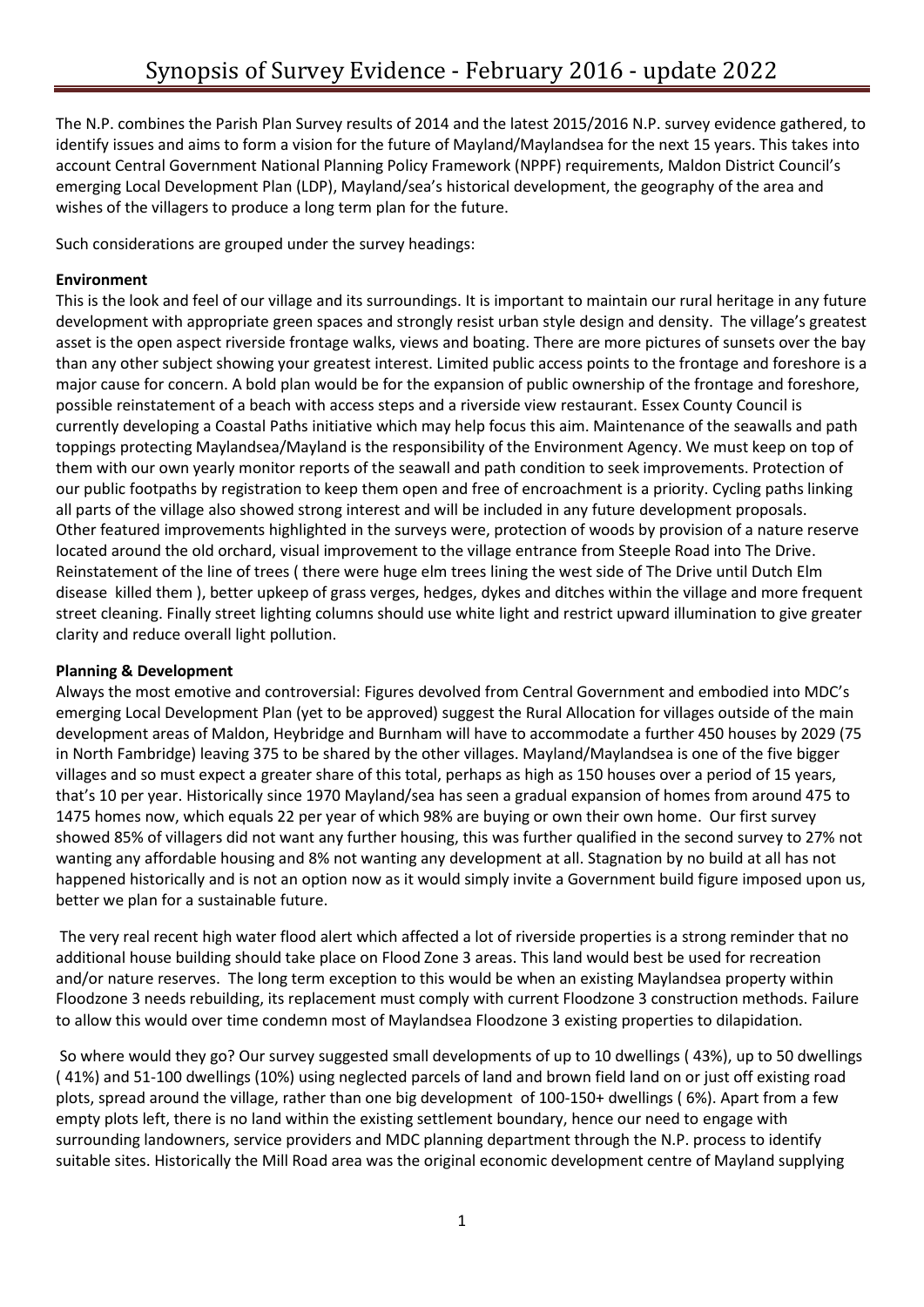# Synopsis of Survey Evidence - February 2016 - update 2022

The N.P. combines the Parish Plan Survey results of 2014 and the latest 2015/2016 N.P. survey evidence gathered, to identify issues and aims to form a vision for the future of Mayland/Maylandsea for the next 15 years. This takes into account Central Government National Planning Policy Framework (NPPF) requirements, Maldon District Council's emerging Local Development Plan (LDP), Mayland/sea's historical development, the geography of the area and wishes of the villagers to produce a long term plan for the future.

Such considerations are grouped under the survey headings:

**Environment**

This is the look and feel of our village and its surroundings. It is important to maintain our rural heritage in any future development with appropriate green spaces and strongly resist urban style design and density. The village's greatest asset is the open aspect riverside frontage walks, views and boating. There are more pictures of sunsets over the bay than any other subject showing your greatest interest. Limited public access points to the frontage and foreshore is a major cause for concern. A bold plan would be for the expansion of public ownership of the frontage and foreshore, possible reinstatement of a beach with access steps and a riverside view restaurant. Essex County Council is currently developing a Coastal Paths initiative which may help focus this aim. Maintenance of the seawalls and path toppings protecting Maylandsea/Mayland is the responsibility of the Environment Agency. We must keep on top of them with our own yearly monitor reports of the seawall and path condition to seek improvements. Protection of our public footpaths by registration to keep them open and free of encroachment is a priority. Cycling paths linking all parts of the village also showed strong interest and will be included in any future development proposals. Other featured improvements highlighted in the surveys were, protection of woods by provision of a nature reserve located around the old orchard, visual improvement to the village entrance from Steeple Road into The Drive. Reinstatement of the line of trees ( there were huge elm trees lining the west side of The Drive until Dutch Elm disease killed them ), better upkeep of grass verges, hedges, dykes and ditches within the village and more frequent street cleaning. Finally street lighting columns should use white light and restrict upward illumination to give greater clarity and reduce overall light pollution.

**Planning & Development**

Always the most emotive and controversial: Figures devolved from Central Government and embodied into MDC's emerging Local Development Plan (yet to be approved) suggest the Rural Allocation for villages outside of the main development areas of Maldon, Heybridge and Burnham will have to accommodate a further 450 houses by 2029 (75 in North Fambridge) leaving 375 to be shared by the other villages. Mayland/Maylandsea is one of the five bigger villages and so must expect a greater share of this total, perhaps as high as 150 houses over a period of 15 years, that's 10 per year. Historically since 1970 Mayland/sea has seen a gradual expansion of homes from around 475 to 1475 homes now, which equals 22 per year of which 98% are buying or own their own home. Our first survey showed 85% of villagers did not want any further housing, this was further qualified in the second survey to 27% not wanting any affordable housing and 8% not wanting any development at all. Stagnation by no build at all has not happened historically and is not an option now as it would simply invite a Government build figure imposed upon us, better we plan for a sustainable future.

The very real recent high water flood alert which affected a lot of riverside properties is a strong reminder that no additional house building should take place on Flood Zone 3 areas. This land would best be used for recreation and/or nature reserves. The long term exception to this would be when an existing Maylandsea property within Floodzone 3 needs rebuilding, its replacement must comply with current Floodzone 3 construction methods. Failure to allow this would over time condemn most of Maylandsea Floodzone 3 existing properties to dilapidation.

So where would they go? Our survey suggested small developments of up to 10 dwellings ( 43%), up to 50 dwellings ( 41%) and 51-100 dwellings (10%) using neglected parcels of land and brown field land on or just off existing road plots, spread around the village, rather than one big development of 100-150+ dwellings ( 6%). Apart from a few empty plots left, there is no land within the existing settlement boundary, hence our need to engage with surrounding landowners, service providers and MDC planning department through the N.P. process to identify suitable sites. Historically the Mill Road area was the original economic development centre of Mayland supplying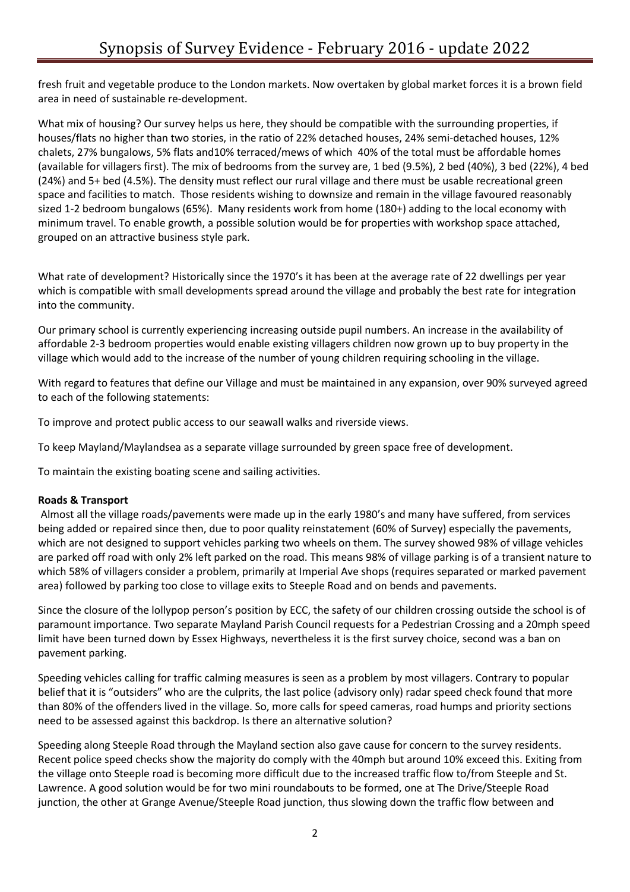fresh fruit and vegetable produce to the London markets. Now overtaken by global market forces it is a brown field area in need of sustainable re-development.

What mix of housing? Our survey helps us here, they should be compatible with the surrounding properties, if houses/flats no higher than two stories, in the ratio of 22% detached houses, 24% semi-detached houses, 12% chalets, 27% bungalows, 5% flats and10% terraced/mews of which 40% of the total must be affordable homes (available for villagers first). The mix of bedrooms from the survey are, 1 bed (9.5%), 2 bed (40%), 3 bed (22%), 4 bed (24%) and 5+ bed (4.5%). The density must reflect our rural village and there must be usable recreational green space and facilities to match. Those residents wishing to downsize and remain in the village favoured reasonably sized 1-2 bedroom bungalows (65%). Many residents work from home (180+) adding to the local economy with minimum travel. To enable growth, a possible solution would be for properties with workshop space attached, grouped on an attractive business style park.

What rate of development? Historically since the 1970's it has been at the average rate of 22 dwellings per year which is compatible with small developments spread around the village and probably the best rate for integration into the community.

Our primary school is currently experiencing increasing outside pupil numbers. An increase in the availability of affordable 2-3 bedroom properties would enable existing villagers children now grown up to buy property in the village which would add to the increase of the number of young children requiring schooling in the village.

With regard to features that define our Village and must be maintained in any expansion, over 90% surveyed agreed to each of the following statements:

To improve and protect public access to our seawall walks and riverside views.

To keep Mayland/Maylandsea as a separate village surrounded by green space free of development.

To maintain the existing boating scene and sailing activities.

**Roads & Transport**

Almost all the village roads/pavements were made up in the early 1980's and many have suffered, from services being added or repaired since then, due to poor quality reinstatement (60% of Survey) especially the pavements, which are not designed to support vehicles parking two wheels on them. The survey showed 98% of village vehicles are parked off road with only 2% left parked on the road. This means 98% of village parking is of a transient nature to which 58% of villagers consider a problem, primarily at Imperial Ave shops (requires separated or marked pavement area) followed by parking too close to village exits to Steeple Road and on bends and pavements.

Since the closure of the lollypop person's position by ECC, the safety of our children crossing outside the school is of paramount importance. Two separate Mayland Parish Council requests for a Pedestrian Crossing and a 20mph speed limit have been turned down by Essex Highways, nevertheless it is the first survey choice, second was a ban on pavement parking.

Speeding vehicles calling for traffic calming measures is seen as a problem by most villagers. Contrary to popular belief that it is "outsiders" who are the culprits, the last police (advisory only) radar speed check found that more than 80% of the offenders lived in the village. So, more calls for speed cameras, road humps and priority sections need to be assessed against this backdrop. Is there an alternative solution?

Speeding along Steeple Road through the Mayland section also gave cause for concern to the survey residents. Recent police speed checks show the majority do comply with the 40mph but around 10% exceed this. Exiting from the village onto Steeple road is becoming more difficult due to the increased traffic flow to/from Steeple and St. Lawrence. A good solution would be for two mini roundabouts to be formed, one at The Drive/Steeple Road junction, the other at Grange Avenue/Steeple Road junction, thus slowing down the traffic flow between and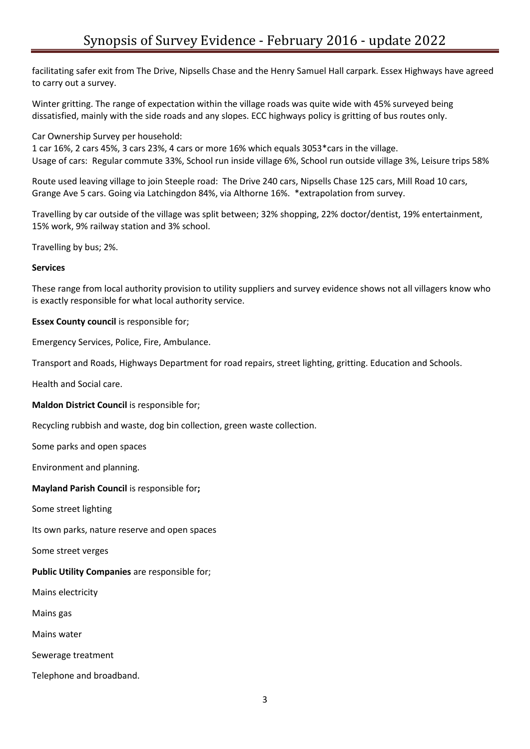facilitating safer exit from The Drive, Nipsells Chase and the Henry Samuel Hall carpark. Essex Highways have agreed to carry out a survey.

Winter gritting. The range of expectation within the village roads was quite wide with 45% surveyed being dissatisfied, mainly with the side roads and any slopes. ECC highways policy is gritting of bus routes only.

Car Ownership Survey per household:
1 car 16%, 2 cars 45%, 3 cars 23%, 4 cars or more 16% which equals 3053*cars in the village.
Usage of cars: Regular commute 33%, School run inside village 6%, School run outside village 3%, Leisure trips 58%

Route used leaving village to join Steeple road: The Drive 240 cars, Nipsells Chase 125 cars, Mill Road 10 cars, Grange Ave 5 cars. Going via Latchingdon 84%, via Althorne 16%. *extrapolation from survey.

Travelling by car outside of the village was split between; 32% shopping, 22% doctor/dentist, 19% entertainment, 15% work, 9% railway station and 3% school.

Travelling by bus; 2%.

**Services**

These range from local authority provision to utility suppliers and survey evidence shows not all villagers know who is exactly responsible for what local authority service.

**Essex County council** is responsible for;

Emergency Services, Police, Fire, Ambulance.

Transport and Roads, Highways Department for road repairs, street lighting, gritting. Education and Schools.

Health and Social care.

**Maldon District Council** is responsible for;

Recycling rubbish and waste, dog bin collection, green waste collection.

Some parks and open spaces

Environment and planning.

**Mayland Parish Council** is responsible for**;**

Some street lighting

Its own parks, nature reserve and open spaces

Some street verges

**Public Utility Companies** are responsible for;

Mains electricity

Mains gas

Mains water

Sewerage treatment

Telephone and broadband.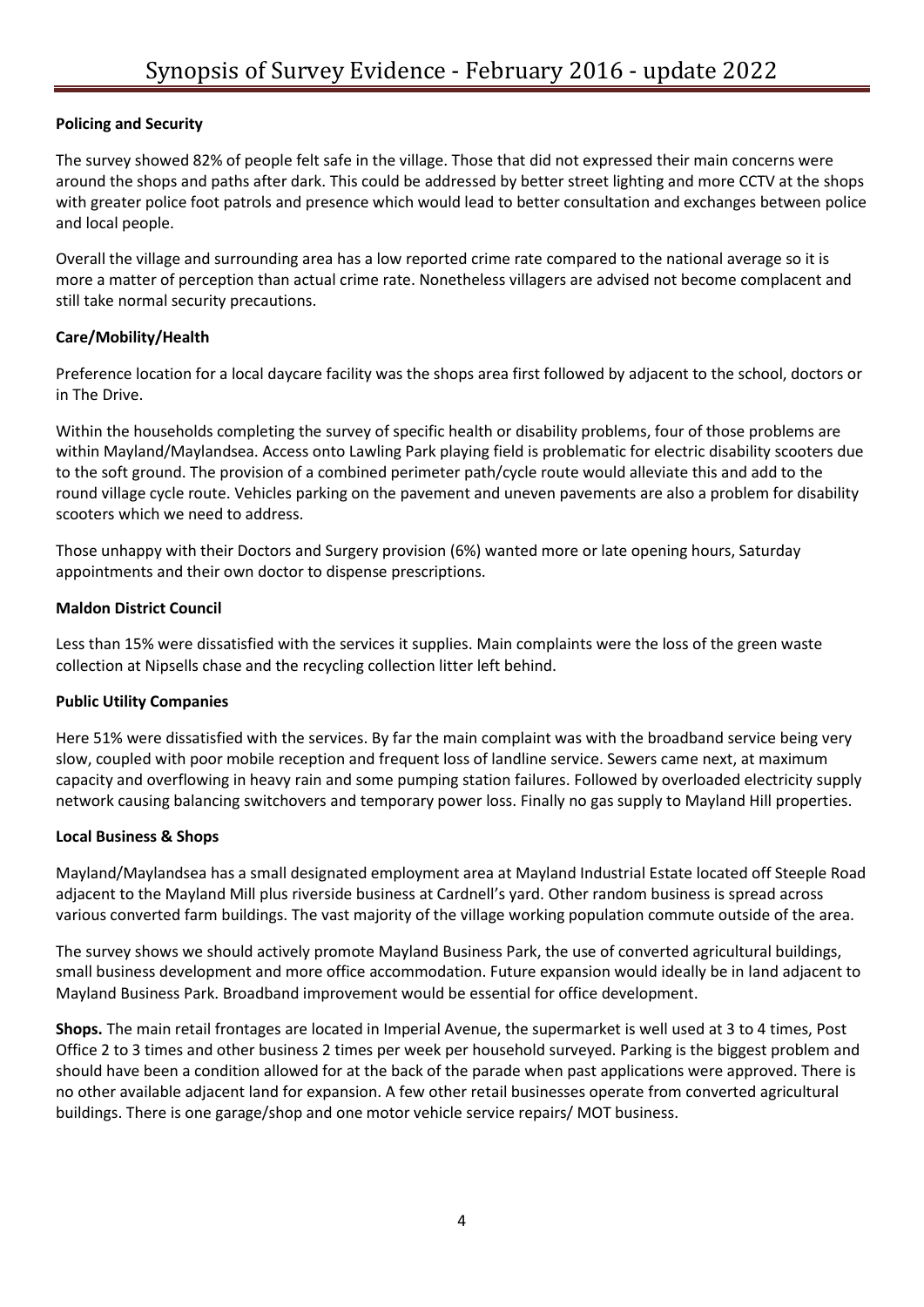**Policing and Security**

The survey showed 82% of people felt safe in the village. Those that did not expressed their main concerns were around the shops and paths after dark. This could be addressed by better street lighting and more CCTV at the shops with greater police foot patrols and presence which would lead to better consultation and exchanges between police and local people.

Overall the village and surrounding area has a low reported crime rate compared to the national average so it is more a matter of perception than actual crime rate. Nonetheless villagers are advised not become complacent and still take normal security precautions.

**Care/Mobility/Health**

Preference location for a local daycare facility was the shops area first followed by adjacent to the school, doctors or in The Drive.

Within the households completing the survey of specific health or disability problems, four of those problems are within Mayland/Maylandsea. Access onto Lawling Park playing field is problematic for electric disability scooters due to the soft ground. The provision of a combined perimeter path/cycle route would alleviate this and add to the round village cycle route. Vehicles parking on the pavement and uneven pavements are also a problem for disability scooters which we need to address.

Those unhappy with their Doctors and Surgery provision (6%) wanted more or late opening hours, Saturday appointments and their own doctor to dispense prescriptions.

**Maldon District Council**

Less than 15% were dissatisfied with the services it supplies. Main complaints were the loss of the green waste collection at Nipsells chase and the recycling collection litter left behind.

**Public Utility Companies**

Here 51% were dissatisfied with the services. By far the main complaint was with the broadband service being very slow, coupled with poor mobile reception and frequent loss of landline service. Sewers came next, at maximum capacity and overflowing in heavy rain and some pumping station failures. Followed by overloaded electricity supply network causing balancing switchovers and temporary power loss. Finally no gas supply to Mayland Hill properties.

**Local Business & Shops**

Mayland/Maylandsea has a small designated employment area at Mayland Industrial Estate located off Steeple Road adjacent to the Mayland Mill plus riverside business at Cardnell's yard. Other random business is spread across various converted farm buildings. The vast majority of the village working population commute outside of the area.

The survey shows we should actively promote Mayland Business Park, the use of converted agricultural buildings, small business development and more office accommodation. Future expansion would ideally be in land adjacent to Mayland Business Park. Broadband improvement would be essential for office development.

**Shops.** The main retail frontages are located in Imperial Avenue, the supermarket is well used at 3 to 4 times, Post Office 2 to 3 times and other business 2 times per week per household surveyed. Parking is the biggest problem and should have been a condition allowed for at the back of the parade when past applications were approved. There is no other available adjacent land for expansion. A few other retail businesses operate from converted agricultural buildings. There is one garage/shop and one motor vehicle service repairs/ MOT business.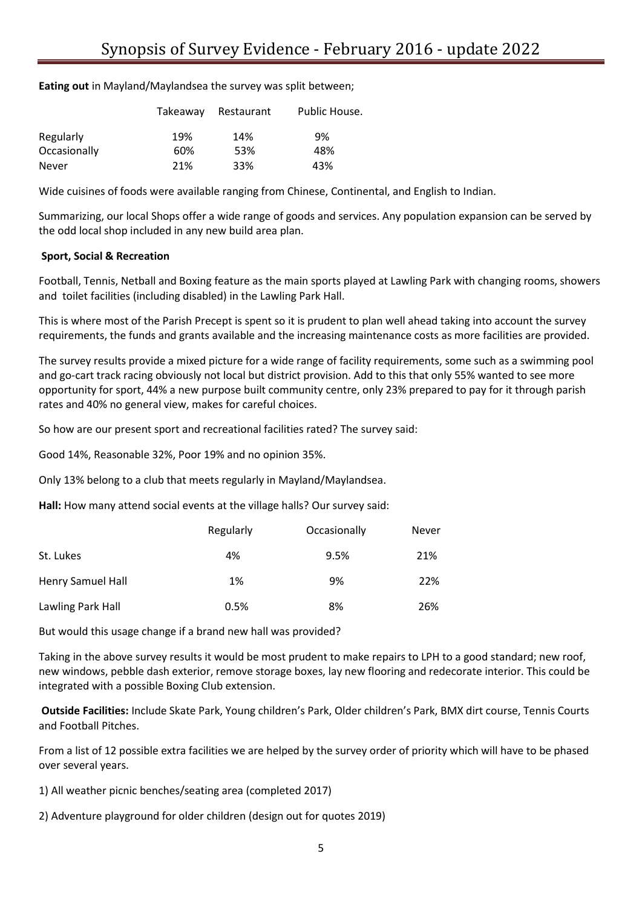**Eating out** in Mayland/Maylandsea the survey was split between;

| | Takeaway | Restaurant | Public House. |
|---|---|---|---|
| Regularly | 19% | 14% | 9% |
| Occasionally | 60% | 53% | 48% |
| Never | 21% | 33% | 43% |

Wide cuisines of foods were available ranging from Chinese, Continental, and English to Indian.

Summarizing, our local Shops offer a wide range of goods and services. Any population expansion can be served by the odd local shop included in any new build area plan.

**Sport, Social & Recreation**

Football, Tennis, Netball and Boxing feature as the main sports played at Lawling Park with changing rooms, showers and toilet facilities (including disabled) in the Lawling Park Hall.

This is where most of the Parish Precept is spent so it is prudent to plan well ahead taking into account the survey requirements, the funds and grants available and the increasing maintenance costs as more facilities are provided.

The survey results provide a mixed picture for a wide range of facility requirements, some such as a swimming pool and go-cart track racing obviously not local but district provision. Add to this that only 55% wanted to see more opportunity for sport, 44% a new purpose built community centre, only 23% prepared to pay for it through parish rates and 40% no general view, makes for careful choices.

So how are our present sport and recreational facilities rated? The survey said:

Good 14%, Reasonable 32%, Poor 19% and no opinion 35%.

Only 13% belong to a club that meets regularly in Mayland/Maylandsea.

**Hall:** How many attend social events at the village halls? Our survey said:

| | Regularly | Occasionally | Never |
|---|---|---|---|
| St. Lukes | 4% | 9.5% | 21% |
| Henry Samuel Hall | 1% | 9% | 22% |
| Lawling Park Hall | 0.5% | 8% | 26% |

But would this usage change if a brand new hall was provided?

Taking in the above survey results it would be most prudent to make repairs to LPH to a good standard; new roof, new windows, pebble dash exterior, remove storage boxes, lay new flooring and redecorate interior. This could be integrated with a possible Boxing Club extension.

**Outside Facilities:** Include Skate Park, Young children's Park, Older children's Park, BMX dirt course, Tennis Courts and Football Pitches.

From a list of 12 possible extra facilities we are helped by the survey order of priority which will have to be phased over several years.

1) All weather picnic benches/seating area (completed 2017)

2) Adventure playground for older children (design out for quotes 2019)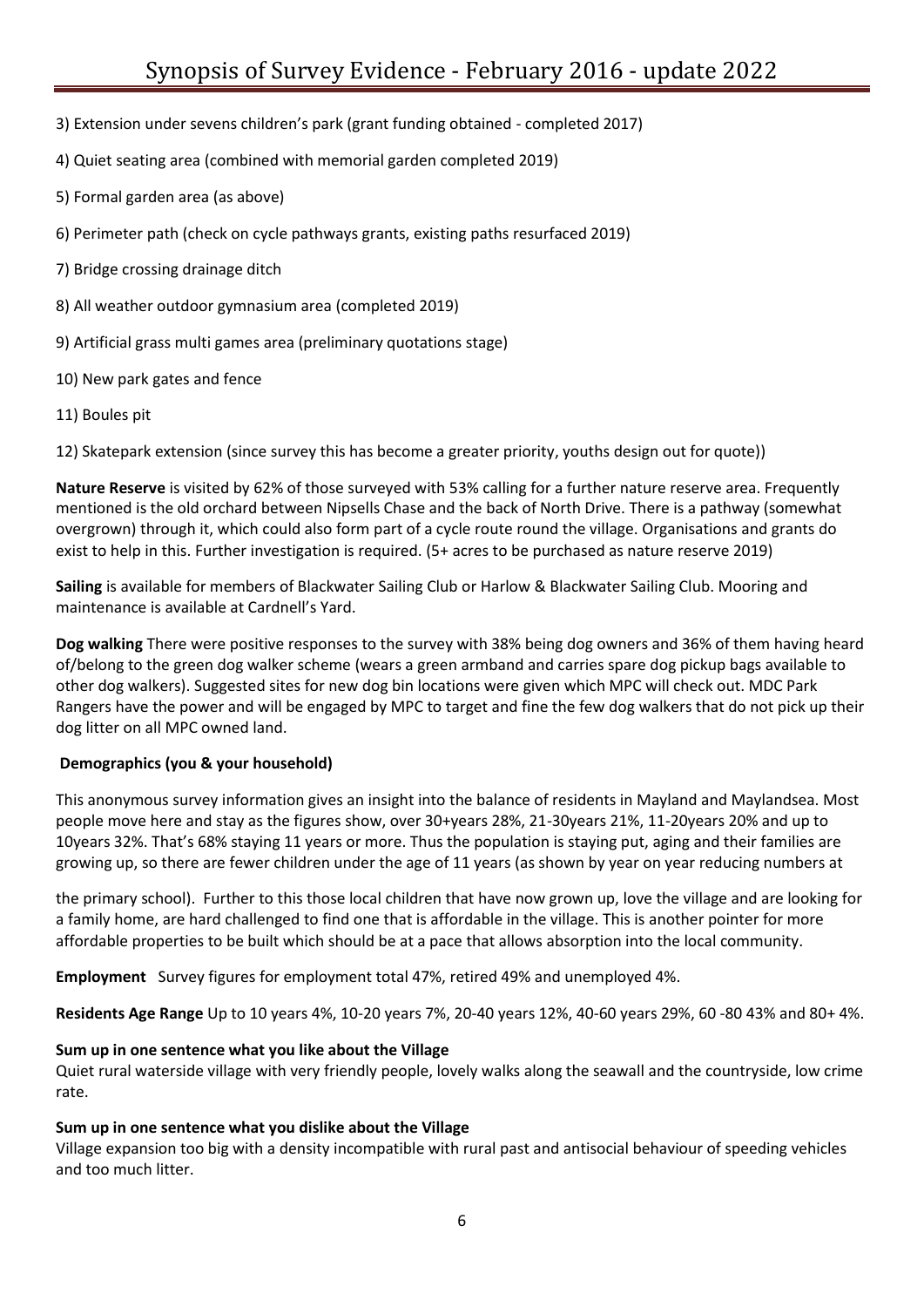3) Extension under sevens children's park (grant funding obtained - completed 2017)

4) Quiet seating area (combined with memorial garden completed 2019)

5) Formal garden area (as above)

6) Perimeter path (check on cycle pathways grants, existing paths resurfaced 2019)

7) Bridge crossing drainage ditch

8) All weather outdoor gymnasium area (completed 2019)

9) Artificial grass multi games area (preliminary quotations stage)

10) New park gates and fence

11) Boules pit

12) Skatepark extension (since survey this has become a greater priority, youths design out for quote))

**Nature Reserve** is visited by 62% of those surveyed with 53% calling for a further nature reserve area. Frequently mentioned is the old orchard between Nipsells Chase and the back of North Drive. There is a pathway (somewhat overgrown) through it, which could also form part of a cycle route round the village. Organisations and grants do exist to help in this. Further investigation is required. (5+ acres to be purchased as nature reserve 2019)

**Sailing** is available for members of Blackwater Sailing Club or Harlow & Blackwater Sailing Club. Mooring and maintenance is available at Cardnell's Yard.

**Dog walking** There were positive responses to the survey with 38% being dog owners and 36% of them having heard of/belong to the green dog walker scheme (wears a green armband and carries spare dog pickup bags available to other dog walkers). Suggested sites for new dog bin locations were given which MPC will check out. MDC Park Rangers have the power and will be engaged by MPC to target and fine the few dog walkers that do not pick up their dog litter on all MPC owned land.

**Demographics (you & your household)**

This anonymous survey information gives an insight into the balance of residents in Mayland and Maylandsea. Most people move here and stay as the figures show, over 30+years 28%, 21-30years 21%, 11-20years 20% and up to 10years 32%. That's 68% staying 11 years or more. Thus the population is staying put, aging and their families are growing up, so there are fewer children under the age of 11 years (as shown by year on year reducing numbers at the primary school). Further to this those local children that have now grown up, love the village and are looking for a family home, are hard challenged to find one that is affordable in the village. This is another pointer for more affordable properties to be built which should be at a pace that allows absorption into the local community.

**Employment** Survey figures for employment total 47%, retired 49% and unemployed 4%.

**Residents Age Range** Up to 10 years 4%, 10-20 years 7%, 20-40 years 12%, 40-60 years 29%, 60 -80 43% and 80+ 4%.

**Sum up in one sentence what you like about the Village**
Quiet rural waterside village with very friendly people, lovely walks along the seawall and the countryside, low crime rate.

**Sum up in one sentence what you dislike about the Village**
Village expansion too big with a density incompatible with rural past and antisocial behaviour of speeding vehicles and too much litter.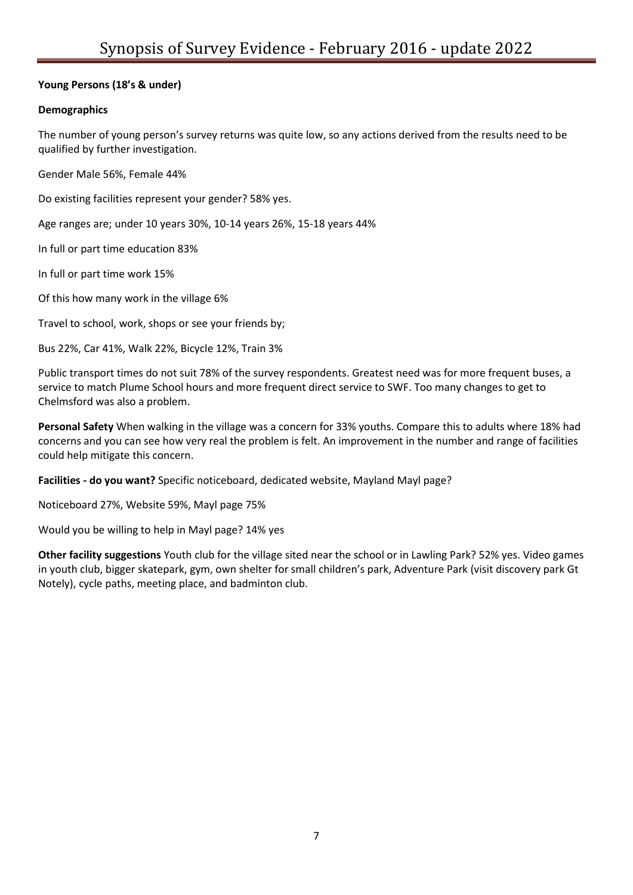**Young Persons (18's & under)**

**Demographics**

The number of young person's survey returns was quite low, so any actions derived from the results need to be qualified by further investigation.

Gender Male 56%, Female 44%

Do existing facilities represent your gender? 58% yes.

Age ranges are; under 10 years 30%, 10-14 years 26%, 15-18 years 44%

In full or part time education 83%

In full or part time work 15%

Of this how many work in the village 6%

Travel to school, work, shops or see your friends by;

Bus 22%, Car 41%, Walk 22%, Bicycle 12%, Train 3%

Public transport times do not suit 78% of the survey respondents. Greatest need was for more frequent buses, a service to match Plume School hours and more frequent direct service to SWF. Too many changes to get to Chelmsford was also a problem.

**Personal Safety** When walking in the village was a concern for 33% youths. Compare this to adults where 18% had concerns and you can see how very real the problem is felt. An improvement in the number and range of facilities could help mitigate this concern.

**Facilities - do you want?** Specific noticeboard, dedicated website, Mayland Mayl page?

Noticeboard 27%, Website 59%, Mayl page 75%

Would you be willing to help in Mayl page? 14% yes

**Other facility suggestions** Youth club for the village sited near the school or in Lawling Park? 52% yes. Video games in youth club, bigger skatepark, gym, own shelter for small children's park, Adventure Park (visit discovery park Gt Notely), cycle paths, meeting place, and badminton club.